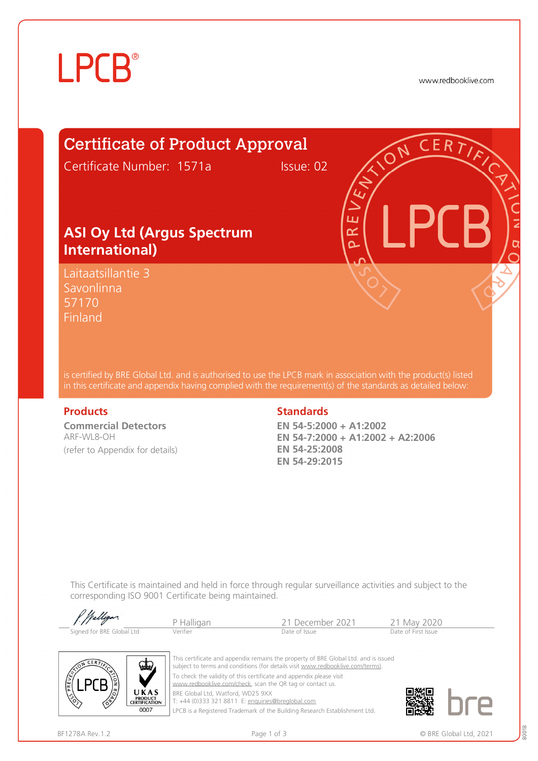LPCB®

www.redbooklive.com

# Certificate of Product Approval

Certificate Number: 1571a Issue: 02

## ASI Oy Ltd (Argus Spectrum International)

Laitaatsillantie 3
Savonlinna
57170
Finland

is certified by BRE Global Ltd. and is authorised to use the LPCB mark in association with the product(s) listed in this certificate and appendix having complied with the requirement(s) of the standards as detailed below:

### Products

**Commercial Detectors**
ARF-WL8-OH
(refer to Appendix for details)

### Standards

**EN 54-5:2000 + A1:2002**
**EN 54-7:2000 + A1:2002 + A2:2006**
**EN 54-25:2008**
**EN 54-29:2015**

This Certificate is maintained and held in force through regular surveillance activities and subject to the corresponding ISO 9001 Certificate being maintained.

| Signed for BRE Global Ltd | P Halligan (Verifier) | 21 December 2021 (Date of Issue) | 21 May 2020 (Date of First Issue) |
|---|---|---|---|

This certificate and appendix remains the property of BRE Global Ltd. and is issued subject to terms and conditions (for details visit www.redbooklive.com/terms).
To check the validity of this certificate and appendix please visit www.redbooklive.com/check, scan the QR tag or contact us.
BRE Global Ltd, Watford, WD25 9XX
T: +44 (0)333 321 8811 E: enquiries@breglobal.com
LPCB is a Registered Trademark of the Building Research Establishment Ltd.

UKAS PRODUCT CERTIFICATION 0007

BF1278A Rev.1.2 © BRE Global Ltd, 2021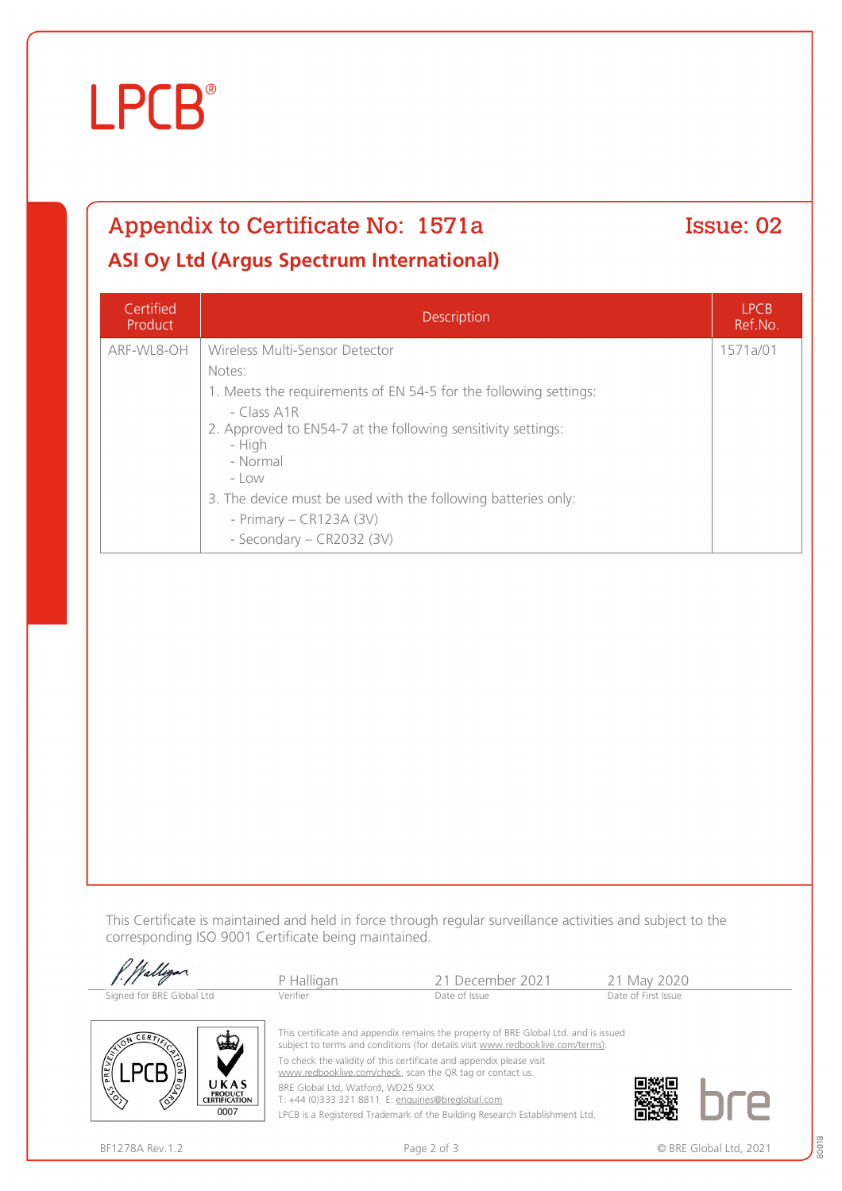LPCB®

## Appendix to Certificate No: 1571a

## Issue: 02

### ASI Oy Ltd (Argus Spectrum International)

| Certified Product | Description | LPCB Ref.No. |
|---|---|---|
| ARF-WL8-OH | Wireless Multi-Sensor Detector<br>Notes:<br>1. Meets the requirements of EN 54-5 for the following settings:<br>- Class A1R<br>2. Approved to EN54-7 at the following sensitivity settings:<br>- High<br>- Normal<br>- Low<br>3. The device must be used with the following batteries only:<br>- Primary – CR123A (3V)<br>- Secondary – CR2032 (3V) | 1571a/01 |

This Certificate is maintained and held in force through regular surveillance activities and subject to the corresponding ISO 9001 Certificate being maintained.

| Signed for BRE Global Ltd | Verifier | Date of Issue | Date of First Issue |
|---|---|---|---|
| P. Halligan | P Halligan | 21 December 2021 | 21 May 2020 |

This certificate and appendix remains the property of BRE Global Ltd. and is issued subject to terms and conditions (for details visit www.redbooklive.com/terms).

To check the validity of this certificate and appendix please visit www.redbooklive.com/check, scan the QR tag or contact us.

BRE Global Ltd, Watford, WD25 9XX
T: +44 (0)333 321 8811 E: enquiries@breglobal.com

LPCB is a Registered Trademark of the Building Research Establishment Ltd.

BF1278A Rev.1.2

© BRE Global Ltd, 2021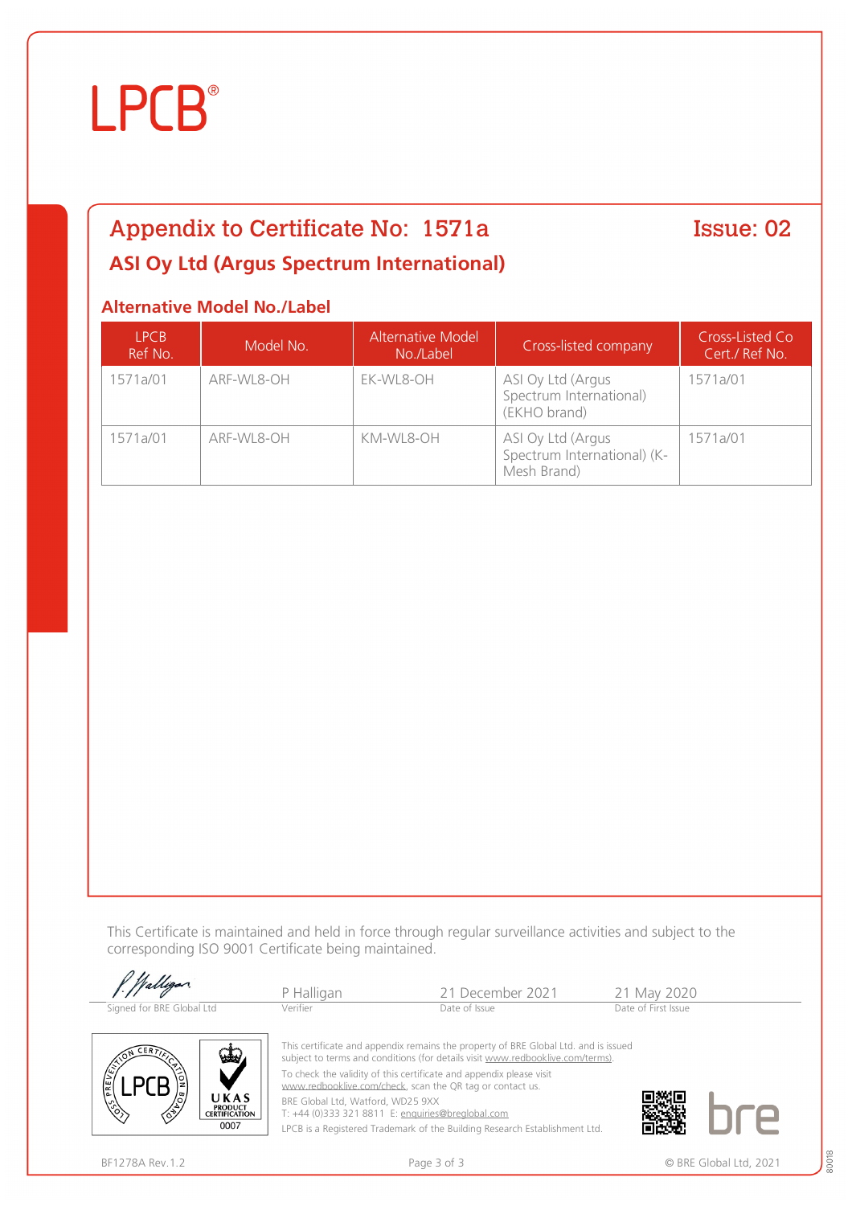# LPCB®

## Appendix to Certificate No: 1571a

**Issue: 02**

## ASI Oy Ltd (Argus Spectrum International)

### Alternative Model No./Label

| LPCB Ref No. | Model No. | Alternative Model No./Label | Cross-listed company | Cross-Listed Co Cert./ Ref No. |
|---|---|---|---|---|
| 1571a/01 | ARF-WL8-OH | EK-WL8-OH | ASI Oy Ltd (Argus Spectrum International) (EKHO brand) | 1571a/01 |
| 1571a/01 | ARF-WL8-OH | KM-WL8-OH | ASI Oy Ltd (Argus Spectrum International) (K-Mesh Brand) | 1571a/01 |

This Certificate is maintained and held in force through regular surveillance activities and subject to the corresponding ISO 9001 Certificate being maintained.

| Signed for BRE Global Ltd | Verifier | Date of Issue | Date of First Issue |
|---|---|---|---|
| P Halligan (signature) | P Halligan | 21 December 2021 | 21 May 2020 |

This certificate and appendix remains the property of BRE Global Ltd. and is issued subject to terms and conditions (for details visit www.redbooklive.com/terms).

To check the validity of this certificate and appendix please visit www.redbooklive.com/check, scan the QR tag or contact us.

BRE Global Ltd, Watford, WD25 9XX

T: +44 (0)333 321 8811 E: enquiries@breglobal.com

LPCB is a Registered Trademark of the Building Research Establishment Ltd.

BF1278A Rev.1.2

© BRE Global Ltd, 2021